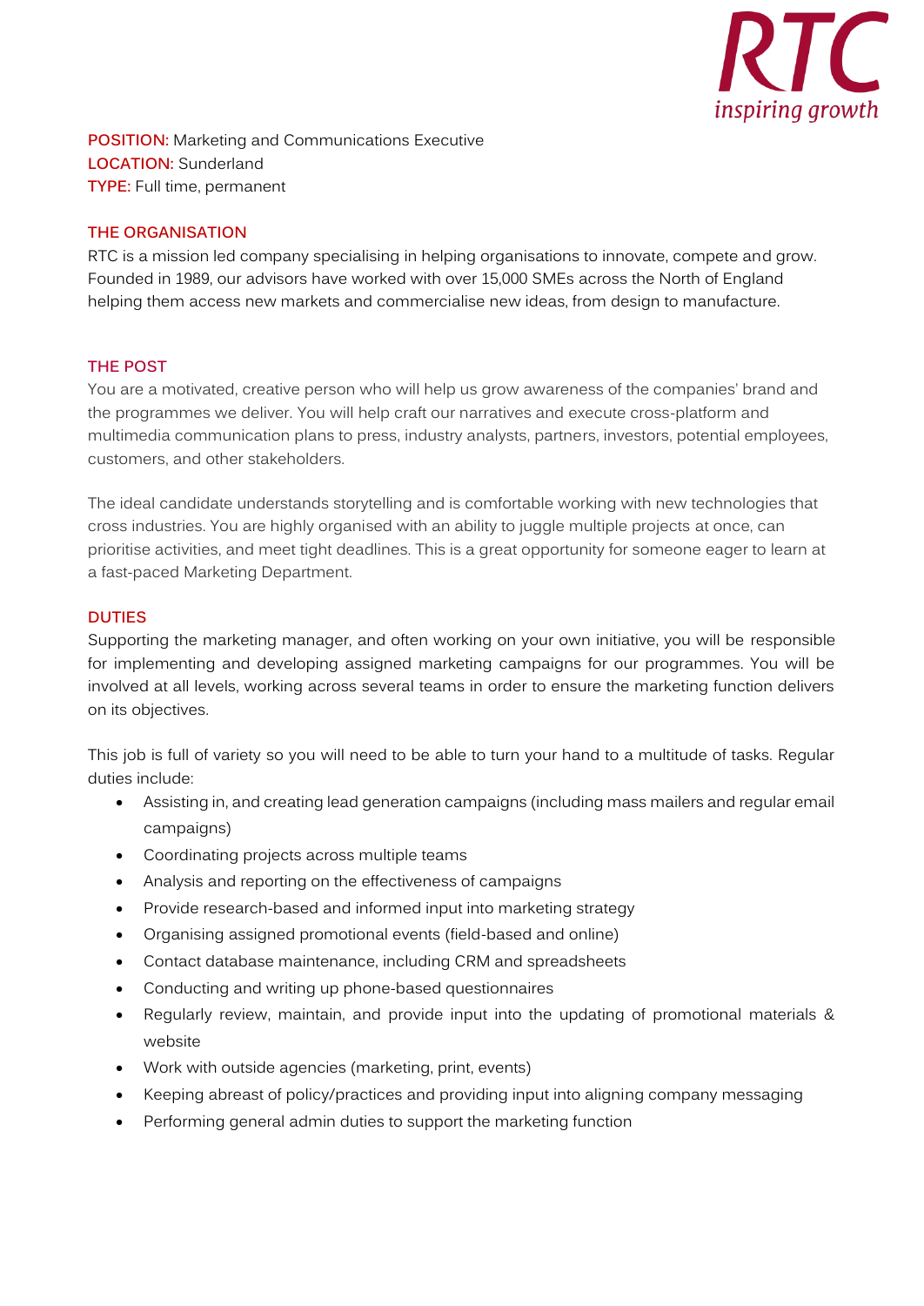RTC
*inspiring growth*

**POSITION:** Marketing and Communications Executive
**LOCATION:** Sunderland
**TYPE:** Full time, permanent

## THE ORGANISATION

RTC is a mission led company specialising in helping organisations to innovate, compete and grow. Founded in 1989, our advisors have worked with over 15,000 SMEs across the North of England helping them access new markets and commercialise new ideas, from design to manufacture.

## THE POST

You are a motivated, creative person who will help us grow awareness of the companies' brand and the programmes we deliver. You will help craft our narratives and execute cross-platform and multimedia communication plans to press, industry analysts, partners, investors, potential employees, customers, and other stakeholders.

The ideal candidate understands storytelling and is comfortable working with new technologies that cross industries. You are highly organised with an ability to juggle multiple projects at once, can prioritise activities, and meet tight deadlines. This is a great opportunity for someone eager to learn at a fast-paced Marketing Department.

## DUTIES

Supporting the marketing manager, and often working on your own initiative, you will be responsible for implementing and developing assigned marketing campaigns for our programmes. You will be involved at all levels, working across several teams in order to ensure the marketing function delivers on its objectives.

This job is full of variety so you will need to be able to turn your hand to a multitude of tasks. Regular duties include:

- Assisting in, and creating lead generation campaigns (including mass mailers and regular email campaigns)
- Coordinating projects across multiple teams
- Analysis and reporting on the effectiveness of campaigns
- Provide research-based and informed input into marketing strategy
- Organising assigned promotional events (field-based and online)
- Contact database maintenance, including CRM and spreadsheets
- Conducting and writing up phone-based questionnaires
- Regularly review, maintain, and provide input into the updating of promotional materials & website
- Work with outside agencies (marketing, print, events)
- Keeping abreast of policy/practices and providing input into aligning company messaging
- Performing general admin duties to support the marketing function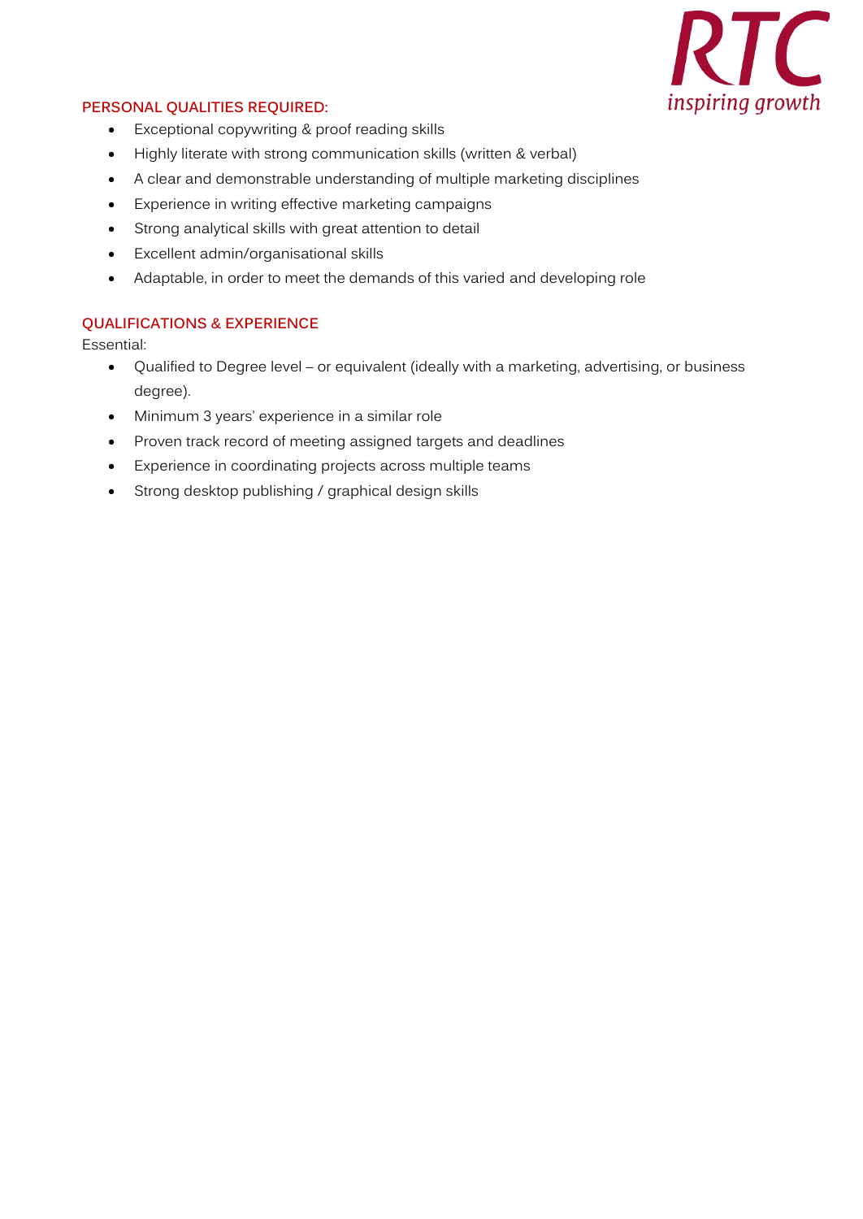## PERSONAL QUALITIES REQUIRED:

- Exceptional copywriting & proof reading skills
- Highly literate with strong communication skills (written & verbal)
- A clear and demonstrable understanding of multiple marketing disciplines
- Experience in writing effective marketing campaigns
- Strong analytical skills with great attention to detail
- Excellent admin/organisational skills
- Adaptable, in order to meet the demands of this varied and developing role

## QUALIFICATIONS & EXPERIENCE

Essential:

- Qualified to Degree level – or equivalent (ideally with a marketing, advertising, or business degree).
- Minimum 3 years' experience in a similar role
- Proven track record of meeting assigned targets and deadlines
- Experience in coordinating projects across multiple teams
- Strong desktop publishing / graphical design skills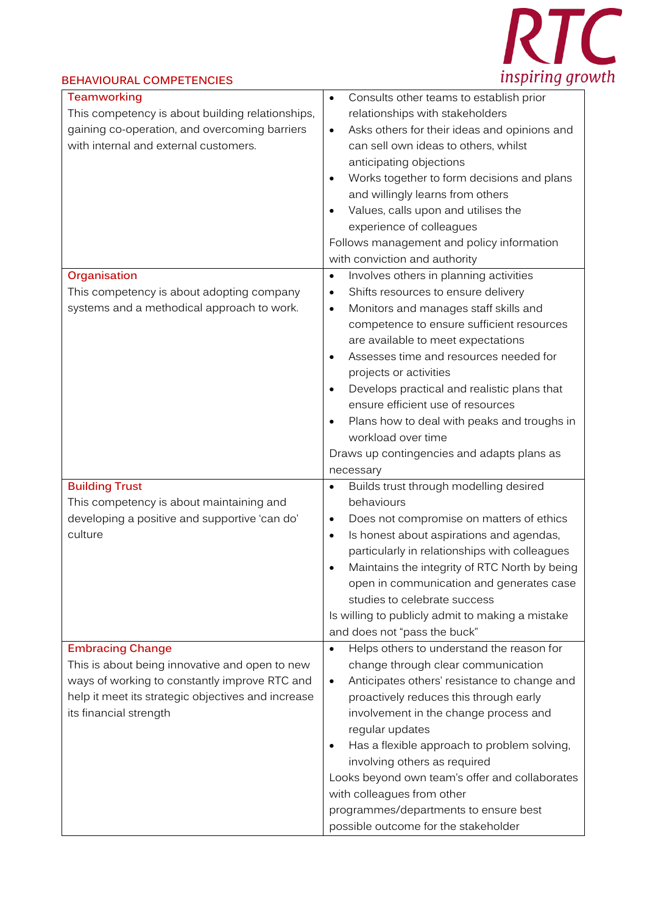## BEHAVIOURAL COMPETENCIES

| | |
|---|---|
| **Teamworking**<br>This competency is about building relationships, gaining co-operation, and overcoming barriers with internal and external customers. | • Consults other teams to establish prior relationships with stakeholders<br>• Asks others for their ideas and opinions and can sell own ideas to others, whilst anticipating objections<br>• Works together to form decisions and plans and willingly learns from others<br>• Values, calls upon and utilises the experience of colleagues<br>Follows management and policy information with conviction and authority |
| **Organisation**<br>This competency is about adopting company systems and a methodical approach to work. | • Involves others in planning activities<br>• Shifts resources to ensure delivery<br>• Monitors and manages staff skills and competence to ensure sufficient resources are available to meet expectations<br>• Assesses time and resources needed for projects or activities<br>• Develops practical and realistic plans that ensure efficient use of resources<br>• Plans how to deal with peaks and troughs in workload over time<br>Draws up contingencies and adapts plans as necessary |
| **Building Trust**<br>This competency is about maintaining and developing a positive and supportive 'can do' culture | • Builds trust through modelling desired behaviours<br>• Does not compromise on matters of ethics<br>• Is honest about aspirations and agendas, particularly in relationships with colleagues<br>• Maintains the integrity of RTC North by being open in communication and generates case studies to celebrate success<br>Is willing to publicly admit to making a mistake and does not "pass the buck" |
| **Embracing Change**<br>This is about being innovative and open to new ways of working to constantly improve RTC and help it meet its strategic objectives and increase its financial strength | • Helps others to understand the reason for change through clear communication<br>• Anticipates others' resistance to change and proactively reduces this through early involvement in the change process and regular updates<br>• Has a flexible approach to problem solving, involving others as required<br>Looks beyond own team's offer and collaborates with colleagues from other programmes/departments to ensure best possible outcome for the stakeholder |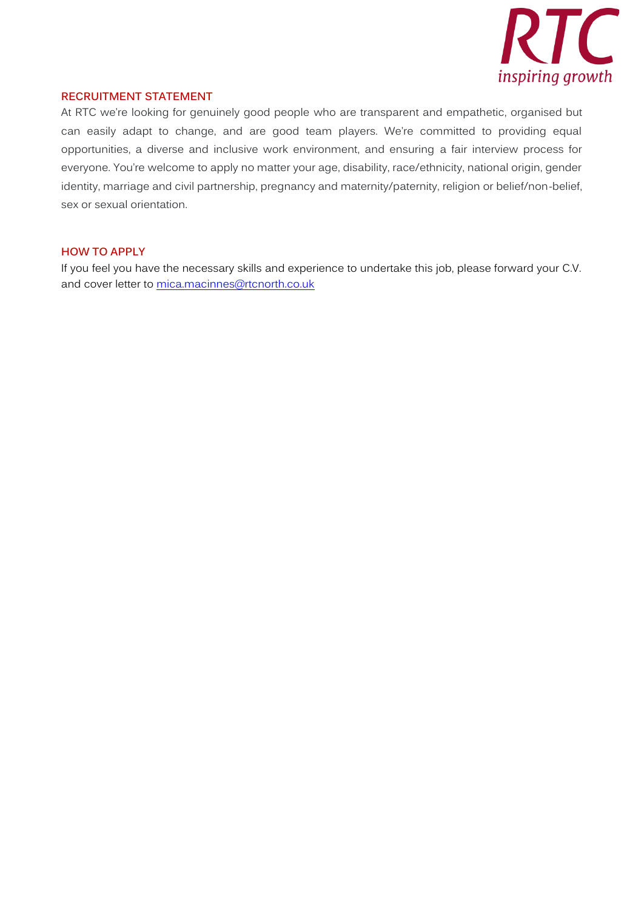## RECRUITMENT STATEMENT

At RTC we're looking for genuinely good people who are transparent and empathetic, organised but can easily adapt to change, and are good team players. We're committed to providing equal opportunities, a diverse and inclusive work environment, and ensuring a fair interview process for everyone. You're welcome to apply no matter your age, disability, race/ethnicity, national origin, gender identity, marriage and civil partnership, pregnancy and maternity/paternity, religion or belief/non-belief, sex or sexual orientation.

## HOW TO APPLY

If you feel you have the necessary skills and experience to undertake this job, please forward your C.V. and cover letter to mica.macinnes@rtcnorth.co.uk